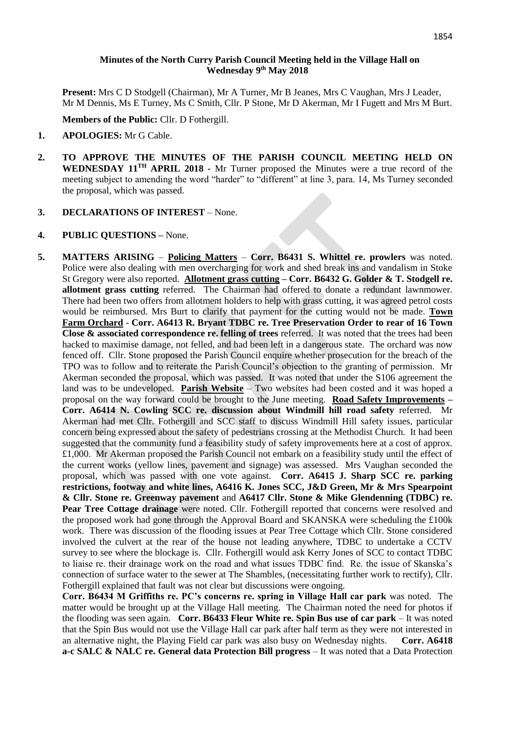**Minutes of the North Curry Parish Council Meeting held in the Village Hall on Wednesday 9th May 2018**

**Present:** Mrs C D Stodgell (Chairman), Mr A Turner, Mr B Jeanes, Mrs C Vaughan, Mrs J Leader, Mr M Dennis, Ms E Turney, Ms C Smith, Cllr. P Stone, Mr D Akerman, Mr I Fugett and Mrs M Burt.

**Members of the Public:** Cllr. D Fothergill.

1. **APOLOGIES:** Mr G Cable.

2. **TO APPROVE THE MINUTES OF THE PARISH COUNCIL MEETING HELD ON WEDNESDAY 11TH APRIL 2018 -** Mr Turner proposed the Minutes were a true record of the meeting subject to amending the word "harder" to "different" at line 3, para. 14, Ms Turney seconded the proposal, which was passed.

3. **DECLARATIONS OF INTEREST** – None.

4. **PUBLIC QUESTIONS –** None.

5. **MATTERS ARISING** – **Policing Matters** – **Corr. B6431 S. Whittel re. prowlers** was noted. Police were also dealing with men overcharging for work and shed break ins and vandalism in Stoke St Gregory were also reported. **Allotment grass cutting – Corr. B6432 G. Golder & T. Stodgell re. allotment grass cutting** referred. The Chairman had offered to donate a redundant lawnmower. There had been two offers from allotment holders to help with grass cutting, it was agreed petrol costs would be reimbursed. Mrs Burt to clarify that payment for the cutting would not be made. **Town Farm Orchard** - **Corr. A6413 R. Bryant TDBC re. Tree Preservation Order to rear of 16 Town Close & associated correspondence re. felling of trees** referred. It was noted that the trees had been hacked to maximise damage, not felled, and had been left in a dangerous state. The orchard was now fenced off. Cllr. Stone proposed the Parish Council enquire whether prosecution for the breach of the TPO was to follow and to reiterate the Parish Council's objection to the granting of permission. Mr Akerman seconded the proposal, which was passed. It was noted that under the S106 agreement the land was to be undeveloped. **Parish Website** – Two websites had been costed and it was hoped a proposal on the way forward could be brought to the June meeting. **Road Safety Improvements – Corr. A6414 N. Cowling SCC re. discussion about Windmill hill road safety** referred. Mr Akerman had met Cllr. Fothergill and SCC staff to discuss Windmill Hill safety issues, particular concern being expressed about the safety of pedestrians crossing at the Methodist Church. It had been suggested that the community fund a feasibility study of safety improvements here at a cost of approx. £1,000. Mr Akerman proposed the Parish Council not embark on a feasibility study until the effect of the current works (yellow lines, pavement and signage) was assessed. Mrs Vaughan seconded the proposal, which was passed with one vote against. **Corr. A6415 J. Sharp SCC re. parking restrictions, footway and white lines, A6416 K. Jones SCC, J&D Green, Mr & Mrs Spearpoint & Cllr. Stone re. Greenway pavement** and **A6417 Cllr. Stone & Mike Glendenning (TDBC) re. Pear Tree Cottage drainage** were noted. Cllr. Fothergill reported that concerns were resolved and the proposed work had gone through the Approval Board and SKANSKA were scheduling the £100k work. There was discussion of the flooding issues at Pear Tree Cottage which Cllr. Stone considered involved the culvert at the rear of the house not leading anywhere, TDBC to undertake a CCTV survey to see where the blockage is. Cllr. Fothergill would ask Kerry Jones of SCC to contact TDBC to liaise re. their drainage work on the road and what issues TDBC find. Re. the issue of Skanska's connection of surface water to the sewer at The Shambles, (necessitating further work to rectify), Cllr. Fothergill explained that fault was not clear but discussions were ongoing.

   **Corr. B6434 M Griffiths re. PC's concerns re. spring in Village Hall car park** was noted. The matter would be brought up at the Village Hall meeting. The Chairman noted the need for photos if the flooding was seen again. **Corr. B6433 Fleur White re. Spin Bus use of car park** – It was noted that the Spin Bus would not use the Village Hall car park after half term as they were not interested in an alternative night, the Playing Field car park was also busy on Wednesday nights. **Corr. A6418 a-c SALC & NALC re. General data Protection Bill progress** – It was noted that a Data Protection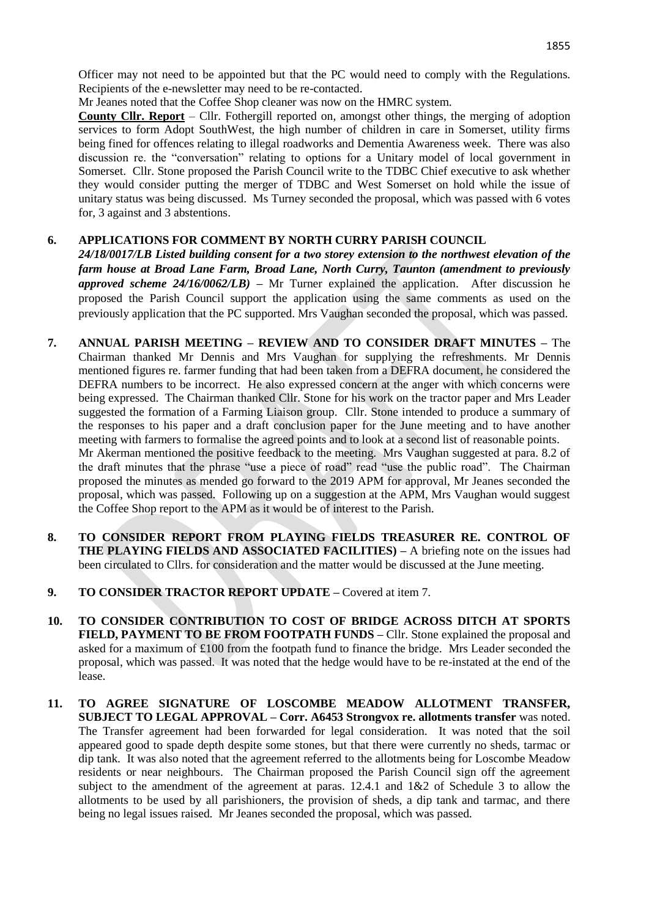Officer may not need to be appointed but that the PC would need to comply with the Regulations. Recipients of the e-newsletter may need to be re-contacted.

Mr Jeanes noted that the Coffee Shop cleaner was now on the HMRC system.

**County Cllr. Report** – Cllr. Fothergill reported on, amongst other things, the merging of adoption services to form Adopt SouthWest, the high number of children in care in Somerset, utility firms being fined for offences relating to illegal roadworks and Dementia Awareness week. There was also discussion re. the "conversation" relating to options for a Unitary model of local government in Somerset. Cllr. Stone proposed the Parish Council write to the TDBC Chief executive to ask whether they would consider putting the merger of TDBC and West Somerset on hold while the issue of unitary status was being discussed. Ms Turney seconded the proposal, which was passed with 6 votes for, 3 against and 3 abstentions.

**6. APPLICATIONS FOR COMMENT BY NORTH CURRY PARISH COUNCIL**

***24/18/0017/LB Listed building consent for a two storey extension to the northwest elevation of the farm house at Broad Lane Farm, Broad Lane, North Curry, Taunton (amendment to previously approved scheme 24/16/0062/LB)*** – Mr Turner explained the application. After discussion he proposed the Parish Council support the application using the same comments as used on the previously application that the PC supported. Mrs Vaughan seconded the proposal, which was passed.

**7. ANNUAL PARISH MEETING – REVIEW AND TO CONSIDER DRAFT MINUTES** – The Chairman thanked Mr Dennis and Mrs Vaughan for supplying the refreshments. Mr Dennis mentioned figures re. farmer funding that had been taken from a DEFRA document, he considered the DEFRA numbers to be incorrect. He also expressed concern at the anger with which concerns were being expressed. The Chairman thanked Cllr. Stone for his work on the tractor paper and Mrs Leader suggested the formation of a Farming Liaison group. Cllr. Stone intended to produce a summary of the responses to his paper and a draft conclusion paper for the June meeting and to have another meeting with farmers to formalise the agreed points and to look at a second list of reasonable points.

Mr Akerman mentioned the positive feedback to the meeting. Mrs Vaughan suggested at para. 8.2 of the draft minutes that the phrase "use a piece of road" read "use the public road". The Chairman proposed the minutes as mended go forward to the 2019 APM for approval, Mr Jeanes seconded the proposal, which was passed. Following up on a suggestion at the APM, Mrs Vaughan would suggest the Coffee Shop report to the APM as it would be of interest to the Parish.

**8. TO CONSIDER REPORT FROM PLAYING FIELDS TREASURER RE. CONTROL OF THE PLAYING FIELDS AND ASSOCIATED FACILITIES)** – A briefing note on the issues had been circulated to Cllrs. for consideration and the matter would be discussed at the June meeting.

**9. TO CONSIDER TRACTOR REPORT UPDATE** – Covered at item 7.

**10. TO CONSIDER CONTRIBUTION TO COST OF BRIDGE ACROSS DITCH AT SPORTS FIELD, PAYMENT TO BE FROM FOOTPATH FUNDS** – Cllr. Stone explained the proposal and asked for a maximum of £100 from the footpath fund to finance the bridge. Mrs Leader seconded the proposal, which was passed. It was noted that the hedge would have to be re-instated at the end of the lease.

**11. TO AGREE SIGNATURE OF LOSCOMBE MEADOW ALLOTMENT TRANSFER, SUBJECT TO LEGAL APPROVAL – Corr. A6453 Strongvox re. allotments transfer** was noted. The Transfer agreement had been forwarded for legal consideration. It was noted that the soil appeared good to spade depth despite some stones, but that there were currently no sheds, tarmac or dip tank. It was also noted that the agreement referred to the allotments being for Loscombe Meadow residents or near neighbours. The Chairman proposed the Parish Council sign off the agreement subject to the amendment of the agreement at paras. 12.4.1 and 1&2 of Schedule 3 to allow the allotments to be used by all parishioners, the provision of sheds, a dip tank and tarmac, and there being no legal issues raised. Mr Jeanes seconded the proposal, which was passed.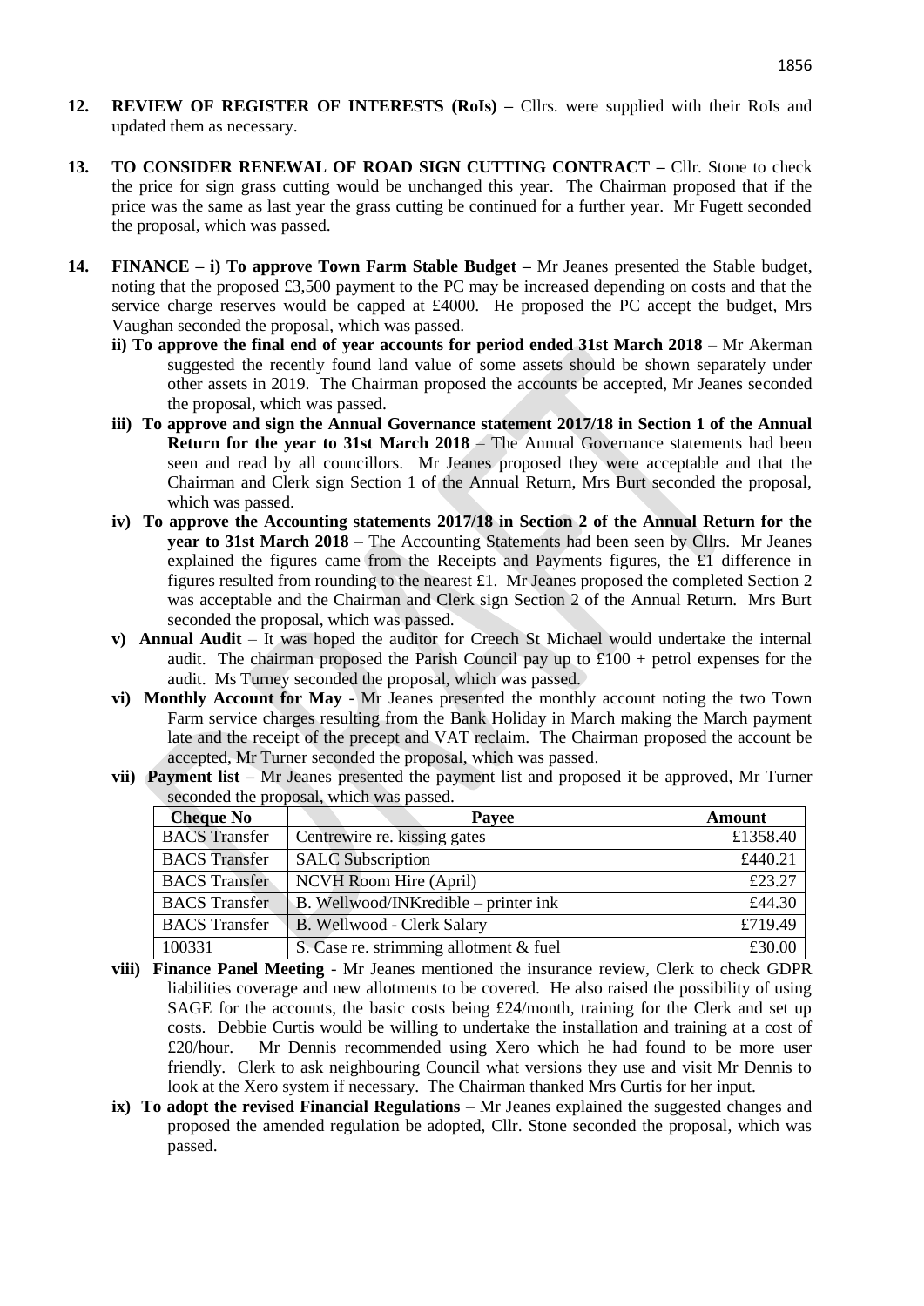**12. REVIEW OF REGISTER OF INTERESTS (RoIs) –** Cllrs. were supplied with their RoIs and updated them as necessary.

**13. TO CONSIDER RENEWAL OF ROAD SIGN CUTTING CONTRACT –** Cllr. Stone to check the price for sign grass cutting would be unchanged this year. The Chairman proposed that if the price was the same as last year the grass cutting be continued for a further year. Mr Fugett seconded the proposal, which was passed.

**14. FINANCE – i) To approve Town Farm Stable Budget –** Mr Jeanes presented the Stable budget, noting that the proposed £3,500 payment to the PC may be increased depending on costs and that the service charge reserves would be capped at £4000. He proposed the PC accept the budget, Mrs Vaughan seconded the proposal, which was passed.

**ii) To approve the final end of year accounts for period ended 31st March 2018** – Mr Akerman suggested the recently found land value of some assets should be shown separately under other assets in 2019. The Chairman proposed the accounts be accepted, Mr Jeanes seconded the proposal, which was passed.

**iii) To approve and sign the Annual Governance statement 2017/18 in Section 1 of the Annual Return for the year to 31st March 2018** – The Annual Governance statements had been seen and read by all councillors. Mr Jeanes proposed they were acceptable and that the Chairman and Clerk sign Section 1 of the Annual Return, Mrs Burt seconded the proposal, which was passed.

**iv) To approve the Accounting statements 2017/18 in Section 2 of the Annual Return for the year to 31st March 2018** – The Accounting Statements had been seen by Cllrs. Mr Jeanes explained the figures came from the Receipts and Payments figures, the £1 difference in figures resulted from rounding to the nearest £1. Mr Jeanes proposed the completed Section 2 was acceptable and the Chairman and Clerk sign Section 2 of the Annual Return. Mrs Burt seconded the proposal, which was passed.

**v) Annual Audit** – It was hoped the auditor for Creech St Michael would undertake the internal audit. The chairman proposed the Parish Council pay up to £100 + petrol expenses for the audit. Ms Turney seconded the proposal, which was passed.

**vi) Monthly Account for May** - Mr Jeanes presented the monthly account noting the two Town Farm service charges resulting from the Bank Holiday in March making the March payment late and the receipt of the precept and VAT reclaim. The Chairman proposed the account be accepted, Mr Turner seconded the proposal, which was passed.

**vii) Payment list –** Mr Jeanes presented the payment list and proposed it be approved, Mr Turner seconded the proposal, which was passed.

| Cheque No | Payee | Amount |
|---|---|---|
| BACS Transfer | Centrewire re. kissing gates | £1358.40 |
| BACS Transfer | SALC Subscription | £440.21 |
| BACS Transfer | NCVH Room Hire (April) | £23.27 |
| BACS Transfer | B. Wellwood/INKredible – printer ink | £44.30 |
| BACS Transfer | B. Wellwood - Clerk Salary | £719.49 |
| 100331 | S. Case re. strimming allotment & fuel | £30.00 |

**viii) Finance Panel Meeting** - Mr Jeanes mentioned the insurance review, Clerk to check GDPR liabilities coverage and new allotments to be covered. He also raised the possibility of using SAGE for the accounts, the basic costs being £24/month, training for the Clerk and set up costs. Debbie Curtis would be willing to undertake the installation and training at a cost of £20/hour. Mr Dennis recommended using Xero which he had found to be more user friendly. Clerk to ask neighbouring Council what versions they use and visit Mr Dennis to look at the Xero system if necessary. The Chairman thanked Mrs Curtis for her input.

**ix) To adopt the revised Financial Regulations** – Mr Jeanes explained the suggested changes and proposed the amended regulation be adopted, Cllr. Stone seconded the proposal, which was passed.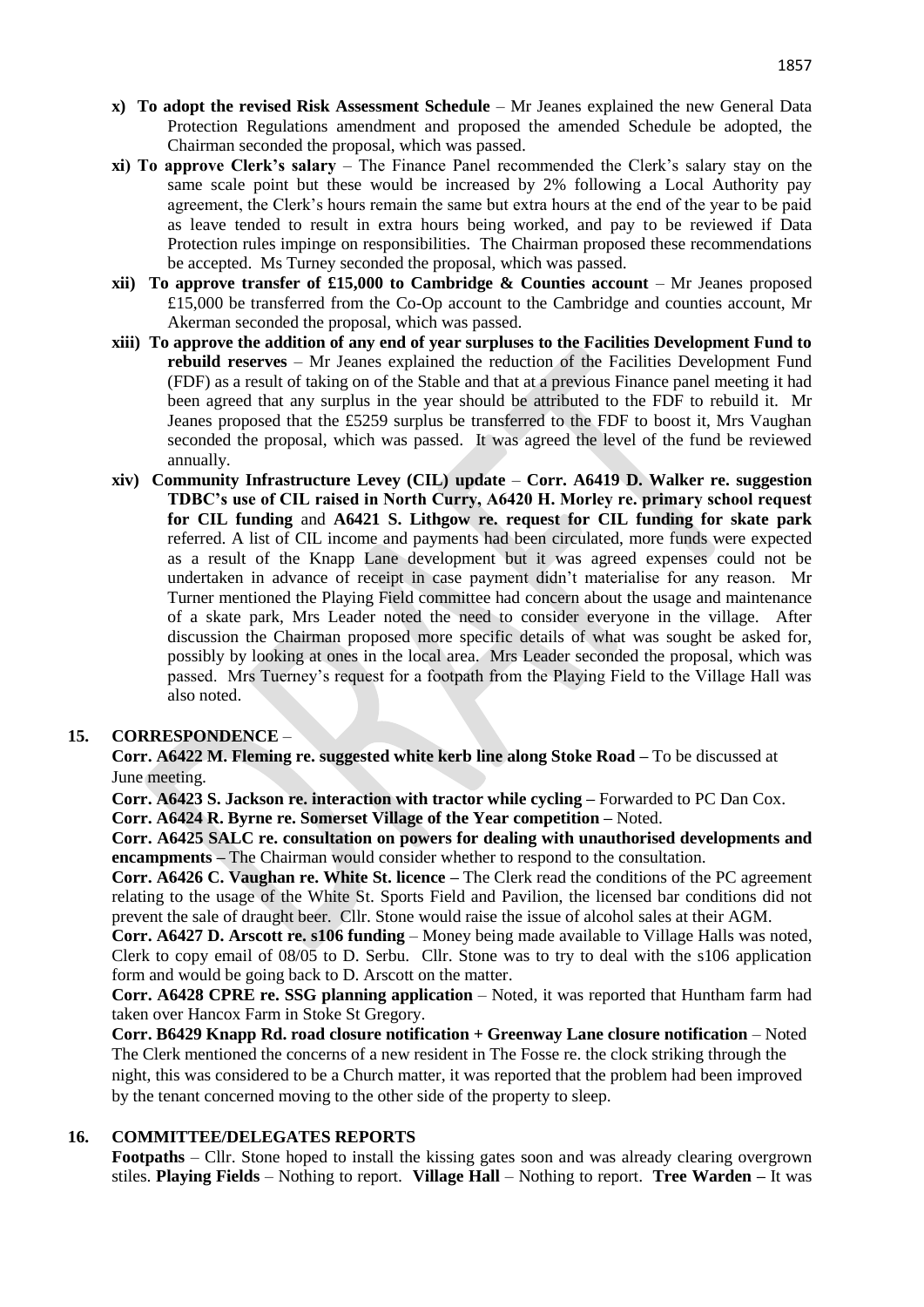- **x) To adopt the revised Risk Assessment Schedule** – Mr Jeanes explained the new General Data Protection Regulations amendment and proposed the amended Schedule be adopted, the Chairman seconded the proposal, which was passed.
- **xi) To approve Clerk's salary** – The Finance Panel recommended the Clerk's salary stay on the same scale point but these would be increased by 2% following a Local Authority pay agreement, the Clerk's hours remain the same but extra hours at the end of the year to be paid as leave tended to result in extra hours being worked, and pay to be reviewed if Data Protection rules impinge on responsibilities. The Chairman proposed these recommendations be accepted. Ms Turney seconded the proposal, which was passed.
- **xii) To approve transfer of £15,000 to Cambridge & Counties account** – Mr Jeanes proposed £15,000 be transferred from the Co-Op account to the Cambridge and counties account, Mr Akerman seconded the proposal, which was passed.
- **xiii) To approve the addition of any end of year surpluses to the Facilities Development Fund to rebuild reserves** – Mr Jeanes explained the reduction of the Facilities Development Fund (FDF) as a result of taking on of the Stable and that at a previous Finance panel meeting it had been agreed that any surplus in the year should be attributed to the FDF to rebuild it. Mr Jeanes proposed that the £5259 surplus be transferred to the FDF to boost it, Mrs Vaughan seconded the proposal, which was passed. It was agreed the level of the fund be reviewed annually.
- **xiv) Community Infrastructure Levey (CIL) update** – **Corr. A6419 D. Walker re. suggestion TDBC's use of CIL raised in North Curry, A6420 H. Morley re. primary school request for CIL funding** and **A6421 S. Lithgow re. request for CIL funding for skate park** referred. A list of CIL income and payments had been circulated, more funds were expected as a result of the Knapp Lane development but it was agreed expenses could not be undertaken in advance of receipt in case payment didn't materialise for any reason. Mr Turner mentioned the Playing Field committee had concern about the usage and maintenance of a skate park, Mrs Leader noted the need to consider everyone in the village. After discussion the Chairman proposed more specific details of what was sought be asked for, possibly by looking at ones in the local area. Mrs Leader seconded the proposal, which was passed. Mrs Tuerney's request for a footpath from the Playing Field to the Village Hall was also noted.

**15. CORRESPONDENCE** –

**Corr. A6422 M. Fleming re. suggested white kerb line along Stoke Road –** To be discussed at June meeting.

**Corr. A6423 S. Jackson re. interaction with tractor while cycling –** Forwarded to PC Dan Cox.

**Corr. A6424 R. Byrne re. Somerset Village of the Year competition –** Noted.

**Corr. A6425 SALC re. consultation on powers for dealing with unauthorised developments and encampments –** The Chairman would consider whether to respond to the consultation.

**Corr. A6426 C. Vaughan re. White St. licence –** The Clerk read the conditions of the PC agreement relating to the usage of the White St. Sports Field and Pavilion, the licensed bar conditions did not prevent the sale of draught beer. Cllr. Stone would raise the issue of alcohol sales at their AGM.

**Corr. A6427 D. Arscott re. s106 funding** – Money being made available to Village Halls was noted, Clerk to copy email of 08/05 to D. Serbu. Cllr. Stone was to try to deal with the s106 application form and would be going back to D. Arscott on the matter.

**Corr. A6428 CPRE re. SSG planning application** – Noted, it was reported that Huntham farm had taken over Hancox Farm in Stoke St Gregory.

**Corr. B6429 Knapp Rd. road closure notification + Greenway Lane closure notification** – Noted

The Clerk mentioned the concerns of a new resident in The Fosse re. the clock striking through the night, this was considered to be a Church matter, it was reported that the problem had been improved by the tenant concerned moving to the other side of the property to sleep.

**16. COMMITTEE/DELEGATES REPORTS**

**Footpaths** – Cllr. Stone hoped to install the kissing gates soon and was already clearing overgrown stiles. **Playing Fields** – Nothing to report. **Village Hall** – Nothing to report. **Tree Warden –** It was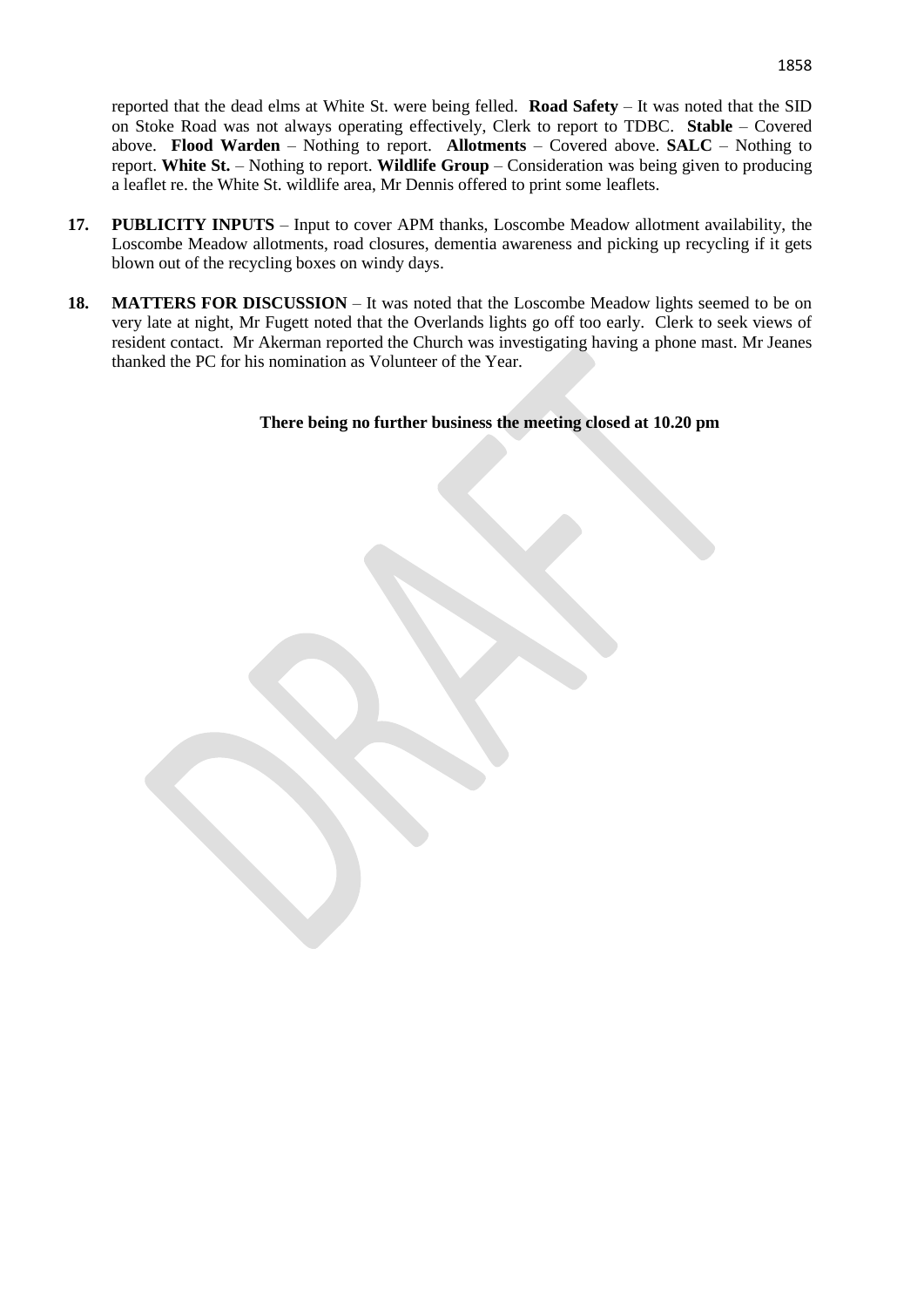reported that the dead elms at White St. were being felled. **Road Safety** – It was noted that the SID on Stoke Road was not always operating effectively, Clerk to report to TDBC. **Stable** – Covered above. **Flood Warden** – Nothing to report. **Allotments** – Covered above. **SALC** – Nothing to report. **White St.** – Nothing to report. **Wildlife Group** – Consideration was being given to producing a leaflet re. the White St. wildlife area, Mr Dennis offered to print some leaflets.

**17. PUBLICITY INPUTS** – Input to cover APM thanks, Loscombe Meadow allotment availability, the Loscombe Meadow allotments, road closures, dementia awareness and picking up recycling if it gets blown out of the recycling boxes on windy days.

**18. MATTERS FOR DISCUSSION** – It was noted that the Loscombe Meadow lights seemed to be on very late at night, Mr Fugett noted that the Overlands lights go off too early. Clerk to seek views of resident contact. Mr Akerman reported the Church was investigating having a phone mast. Mr Jeanes thanked the PC for his nomination as Volunteer of the Year.

**There being no further business the meeting closed at 10.20 pm**

DRAFT